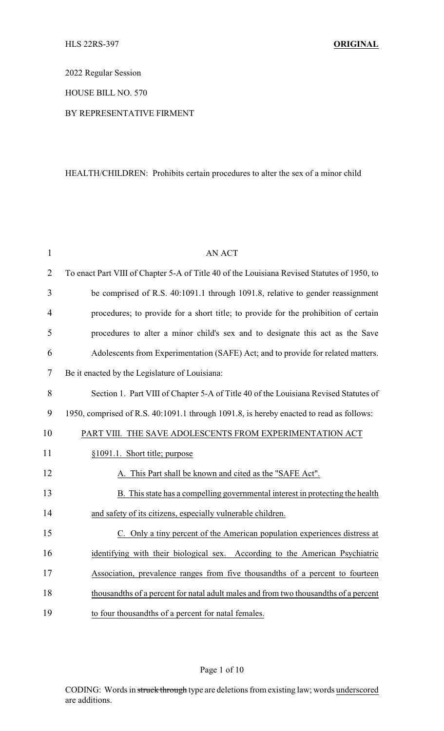HLS 22RS-397 **ORIGINAL**

2022 Regular Session

HOUSE BILL NO. 570

BY REPRESENTATIVE FIRMENT

HEALTH/CHILDREN: Prohibits certain procedures to alter the sex of a minor child

AN ACT

To enact Part VIII of Chapter 5-A of Title 40 of the Louisiana Revised Statutes of 1950, to be comprised of R.S. 40:1091.1 through 1091.8, relative to gender reassignment procedures; to provide for a short title; to provide for the prohibition of certain procedures to alter a minor child's sex and to designate this act as the Save Adolescents from Experimentation (SAFE) Act; and to provide for related matters.

Be it enacted by the Legislature of Louisiana:

Section 1. Part VIII of Chapter 5-A of Title 40 of the Louisiana Revised Statutes of 1950, comprised of R.S. 40:1091.1 through 1091.8, is hereby enacted to read as follows:

PART VIII. THE SAVE ADOLESCENTS FROM EXPERIMENTATION ACT

§1091.1. Short title; purpose

A. This Part shall be known and cited as the "SAFE Act".

B. This state has a compelling governmental interest in protecting the health and safety of its citizens, especially vulnerable children.

C. Only a tiny percent of the American population experiences distress at identifying with their biological sex. According to the American Psychiatric Association, prevalence ranges from five thousandths of a percent to fourteen thousandths of a percent for natal adult males and from two thousandths of a percent to four thousandths of a percent for natal females.

CODING: Words in ~~struck through~~ type are deletions from existing law; words underscored are additions.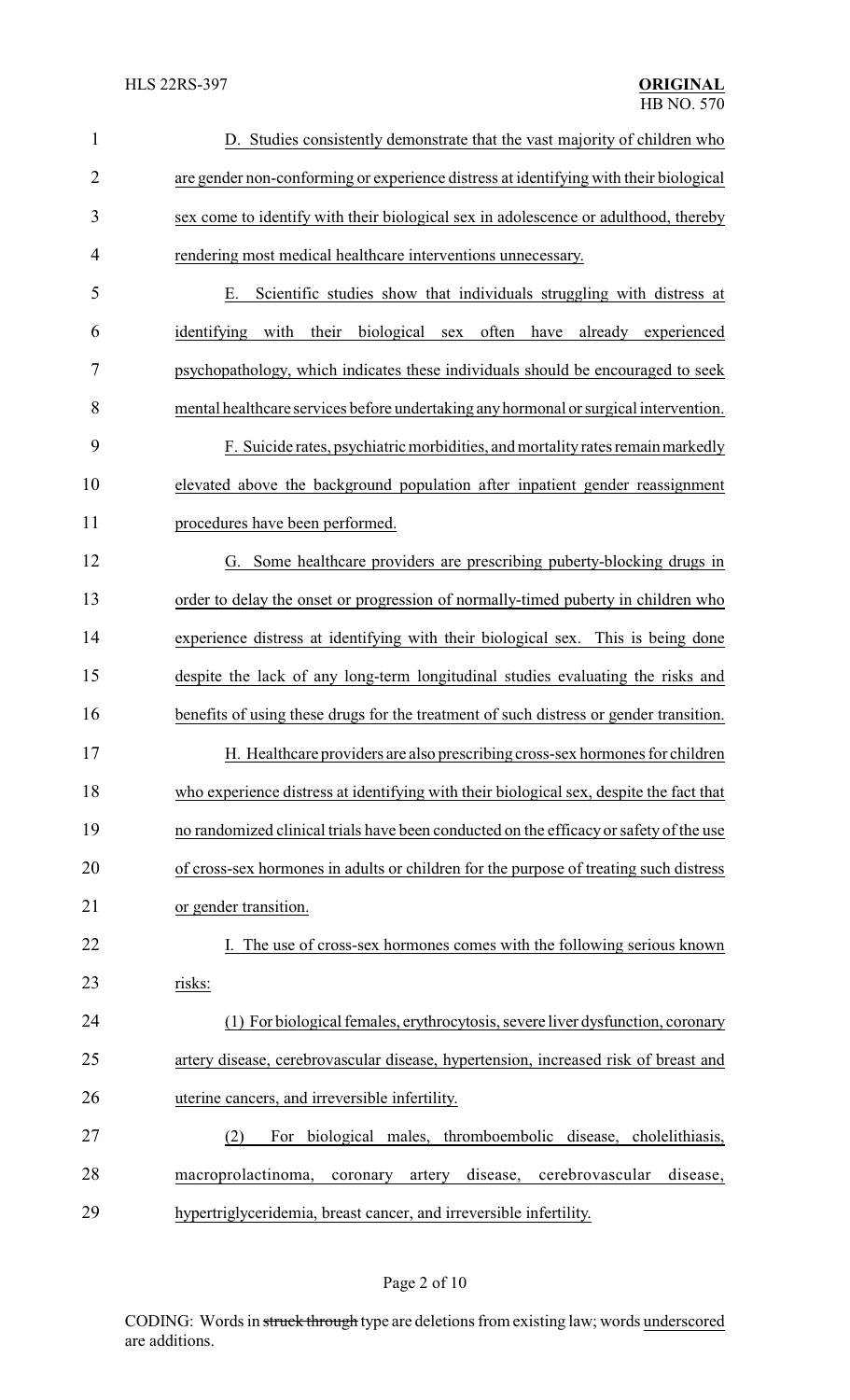D. Studies consistently demonstrate that the vast majority of children who are gender non-conforming or experience distress at identifying with their biological sex come to identify with their biological sex in adolescence or adulthood, thereby rendering most medical healthcare interventions unnecessary.

E. Scientific studies show that individuals struggling with distress at identifying with their biological sex often have already experienced psychopathology, which indicates these individuals should be encouraged to seek mental healthcare services before undertaking any hormonal or surgical intervention.

F. Suicide rates, psychiatric morbidities, and mortality rates remain markedly elevated above the background population after inpatient gender reassignment procedures have been performed.

G. Some healthcare providers are prescribing puberty-blocking drugs in order to delay the onset or progression of normally-timed puberty in children who experience distress at identifying with their biological sex. This is being done despite the lack of any long-term longitudinal studies evaluating the risks and benefits of using these drugs for the treatment of such distress or gender transition.

H. Healthcare providers are also prescribing cross-sex hormones for children who experience distress at identifying with their biological sex, despite the fact that no randomized clinical trials have been conducted on the efficacy or safety of the use of cross-sex hormones in adults or children for the purpose of treating such distress or gender transition.

I. The use of cross-sex hormones comes with the following serious known risks:

(1) For biological females, erythrocytosis, severe liver dysfunction, coronary artery disease, cerebrovascular disease, hypertension, increased risk of breast and uterine cancers, and irreversible infertility.

(2) For biological males, thromboembolic disease, cholelithiasis, macroprolactinoma, coronary artery disease, cerebrovascular disease, hypertriglyceridemia, breast cancer, and irreversible infertility.

CODING: Words in ~~struck through~~ type are deletions from existing law; words underscored are additions.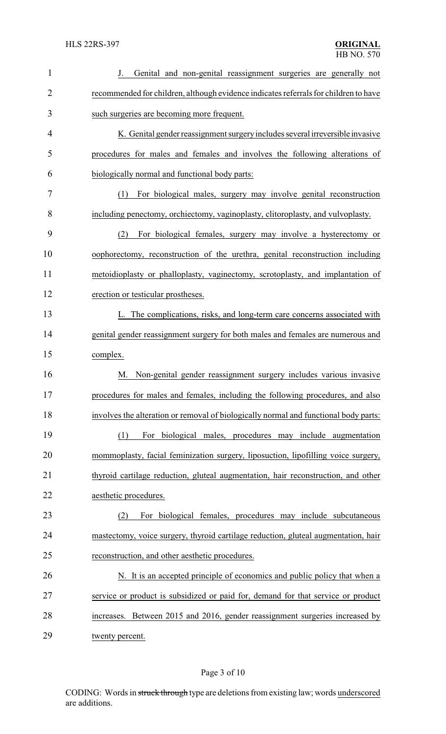J. Genital and non-genital reassignment surgeries are generally not recommended for children, although evidence indicates referrals for children to have such surgeries are becoming more frequent.

K. Genital gender reassignment surgery includes several irreversible invasive procedures for males and females and involves the following alterations of biologically normal and functional body parts:

(1) For biological males, surgery may involve genital reconstruction including penectomy, orchiectomy, vaginoplasty, clitoroplasty, and vulvoplasty.

(2) For biological females, surgery may involve a hysterectomy or oophorectomy, reconstruction of the urethra, genital reconstruction including metoidioplasty or phalloplasty, vaginectomy, scrotoplasty, and implantation of erection or testicular prostheses.

L. The complications, risks, and long-term care concerns associated with genital gender reassignment surgery for both males and females are numerous and complex.

M. Non-genital gender reassignment surgery includes various invasive procedures for males and females, including the following procedures, and also involves the alteration or removal of biologically normal and functional body parts:

(1) For biological males, procedures may include augmentation mommoplasty, facial feminization surgery, liposuction, lipofilling voice surgery, thyroid cartilage reduction, gluteal augmentation, hair reconstruction, and other aesthetic procedures.

(2) For biological females, procedures may include subcutaneous mastectomy, voice surgery, thyroid cartilage reduction, gluteal augmentation, hair reconstruction, and other aesthetic procedures.

N. It is an accepted principle of economics and public policy that when a service or product is subsidized or paid for, demand for that service or product increases. Between 2015 and 2016, gender reassignment surgeries increased by twenty percent.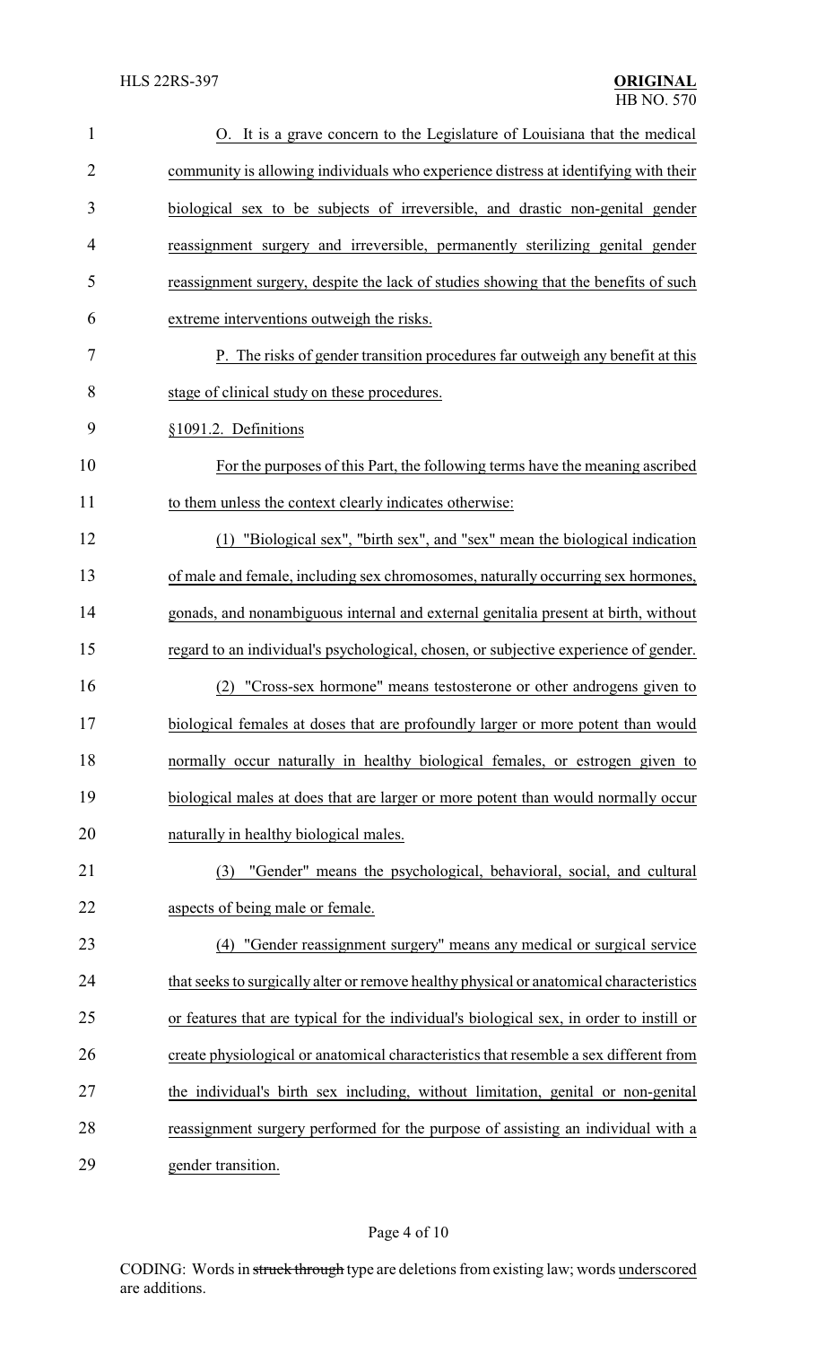O. It is a grave concern to the Legislature of Louisiana that the medical community is allowing individuals who experience distress at identifying with their biological sex to be subjects of irreversible, and drastic non-genital gender reassignment surgery and irreversible, permanently sterilizing genital gender reassignment surgery, despite the lack of studies showing that the benefits of such extreme interventions outweigh the risks.

P. The risks of gender transition procedures far outweigh any benefit at this stage of clinical study on these procedures.

§1091.2. Definitions

For the purposes of this Part, the following terms have the meaning ascribed to them unless the context clearly indicates otherwise:

(1) "Biological sex", "birth sex", and "sex" mean the biological indication of male and female, including sex chromosomes, naturally occurring sex hormones, gonads, and nonambiguous internal and external genitalia present at birth, without regard to an individual's psychological, chosen, or subjective experience of gender.

(2) "Cross-sex hormone" means testosterone or other androgens given to biological females at doses that are profoundly larger or more potent than would normally occur naturally in healthy biological females, or estrogen given to biological males at does that are larger or more potent than would normally occur naturally in healthy biological males.

(3) "Gender" means the psychological, behavioral, social, and cultural aspects of being male or female.

(4) "Gender reassignment surgery" means any medical or surgical service that seeks to surgically alter or remove healthy physical or anatomical characteristics or features that are typical for the individual's biological sex, in order to instill or create physiological or anatomical characteristics that resemble a sex different from the individual's birth sex including, without limitation, genital or non-genital reassignment surgery performed for the purpose of assisting an individual with a gender transition.

CODING: Words in ~~struck through~~ type are deletions from existing law; words underscored are additions.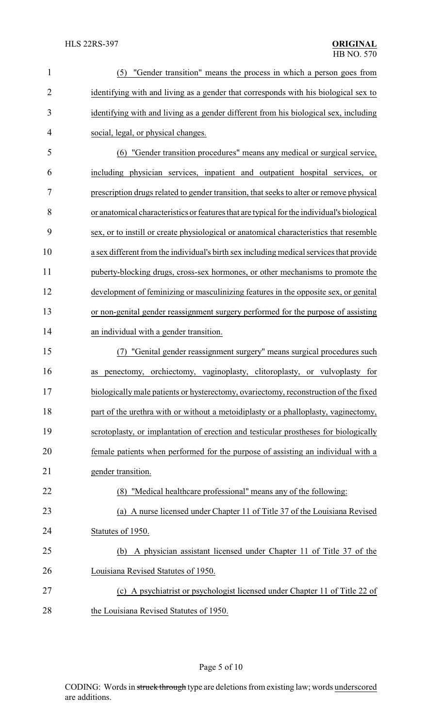(5) "Gender transition" means the process in which a person goes from identifying with and living as a gender that corresponds with his biological sex to identifying with and living as a gender different from his biological sex, including social, legal, or physical changes.

(6) "Gender transition procedures" means any medical or surgical service, including physician services, inpatient and outpatient hospital services, or prescription drugs related to gender transition, that seeks to alter or remove physical or anatomical characteristics or features that are typical for the individual's biological sex, or to instill or create physiological or anatomical characteristics that resemble a sex different from the individual's birth sex including medical services that provide puberty-blocking drugs, cross-sex hormones, or other mechanisms to promote the development of feminizing or masculinizing features in the opposite sex, or genital or non-genital gender reassignment surgery performed for the purpose of assisting an individual with a gender transition.

(7) "Genital gender reassignment surgery" means surgical procedures such as penectomy, orchiectomy, vaginoplasty, clitoroplasty, or vulvoplasty for biologically male patients or hysterectomy, ovariectomy, reconstruction of the fixed part of the urethra with or without a metoidiplasty or a phalloplasty, vaginectomy, scrotoplasty, or implantation of erection and testicular prostheses for biologically female patients when performed for the purpose of assisting an individual with a gender transition.

(8) "Medical healthcare professional" means any of the following:

(a) A nurse licensed under Chapter 11 of Title 37 of the Louisiana Revised Statutes of 1950.

(b) A physician assistant licensed under Chapter 11 of Title 37 of the Louisiana Revised Statutes of 1950.

(c) A psychiatrist or psychologist licensed under Chapter 11 of Title 22 of the Louisiana Revised Statutes of 1950.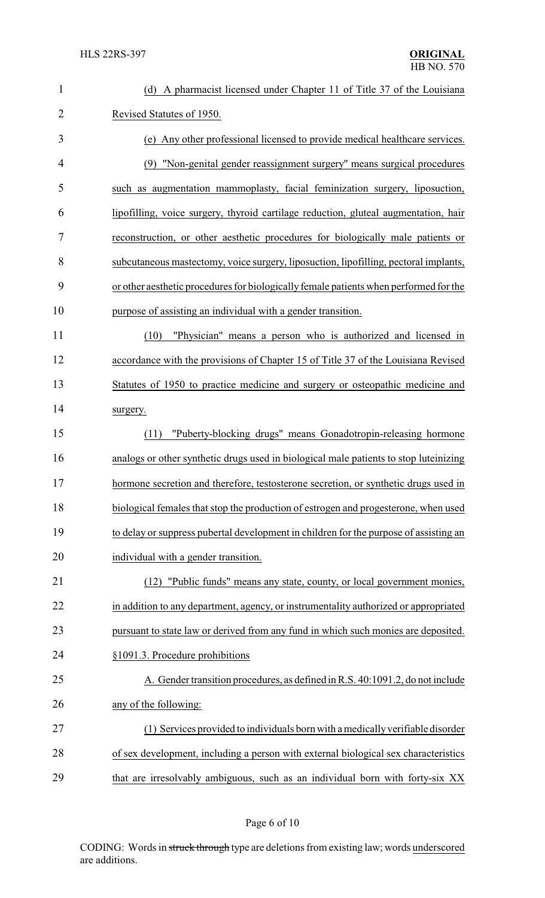(d) A pharmacist licensed under Chapter 11 of Title 37 of the Louisiana Revised Statutes of 1950.

(e) Any other professional licensed to provide medical healthcare services.

(9) "Non-genital gender reassignment surgery" means surgical procedures such as augmentation mammoplasty, facial feminization surgery, liposuction, lipofilling, voice surgery, thyroid cartilage reduction, gluteal augmentation, hair reconstruction, or other aesthetic procedures for biologically male patients or subcutaneous mastectomy, voice surgery, liposuction, lipofilling, pectoral implants, or other aesthetic procedures for biologically female patients when performed for the purpose of assisting an individual with a gender transition.

(10) "Physician" means a person who is authorized and licensed in accordance with the provisions of Chapter 15 of Title 37 of the Louisiana Revised Statutes of 1950 to practice medicine and surgery or osteopathic medicine and surgery.

(11) "Puberty-blocking drugs" means Gonadotropin-releasing hormone analogs or other synthetic drugs used in biological male patients to stop luteinizing hormone secretion and therefore, testosterone secretion, or synthetic drugs used in biological females that stop the production of estrogen and progesterone, when used to delay or suppress pubertal development in children for the purpose of assisting an individual with a gender transition.

(12) "Public funds" means any state, county, or local government monies, in addition to any department, agency, or instrumentality authorized or appropriated pursuant to state law or derived from any fund in which such monies are deposited.

§1091.3. Procedure prohibitions

A. Gender transition procedures, as defined in R.S. 40:1091.2, do not include any of the following:

(1) Services provided to individuals born with a medically verifiable disorder of sex development, including a person with external biological sex characteristics that are irresolvably ambiguous, such as an individual born with forty-six XX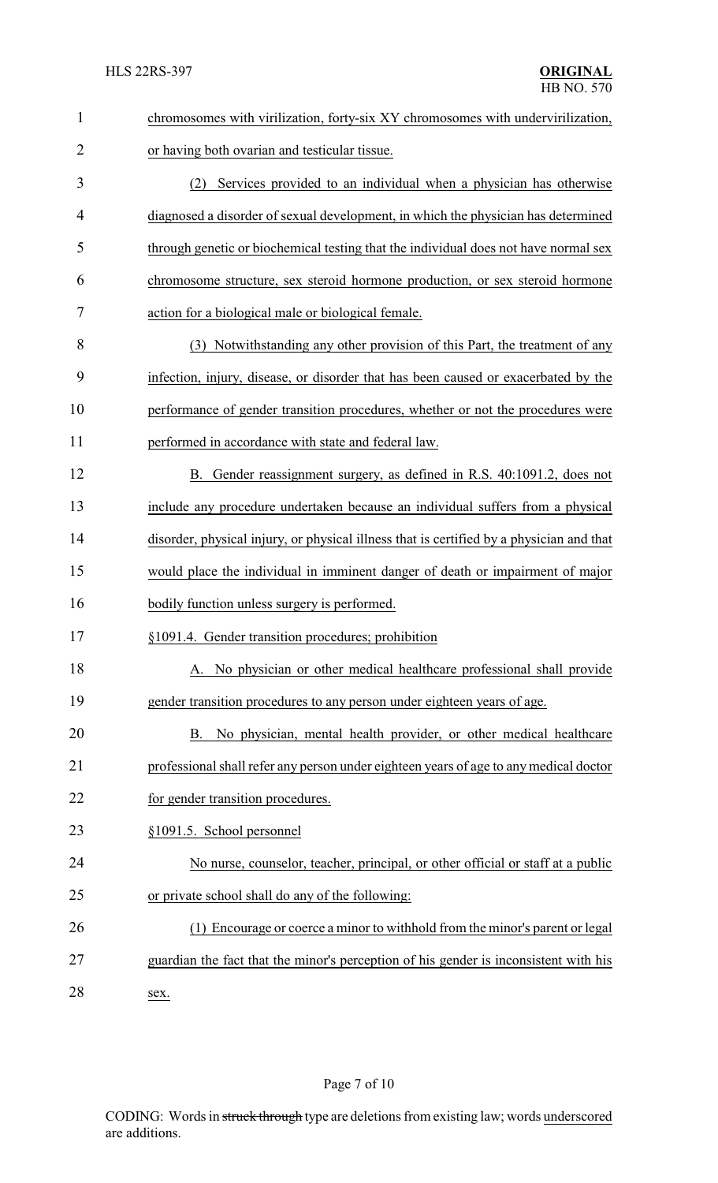chromosomes with virilization, forty-six XY chromosomes with undervirilization, or having both ovarian and testicular tissue.

(2) Services provided to an individual when a physician has otherwise diagnosed a disorder of sexual development, in which the physician has determined through genetic or biochemical testing that the individual does not have normal sex chromosome structure, sex steroid hormone production, or sex steroid hormone action for a biological male or biological female.

(3) Notwithstanding any other provision of this Part, the treatment of any infection, injury, disease, or disorder that has been caused or exacerbated by the performance of gender transition procedures, whether or not the procedures were performed in accordance with state and federal law.

B. Gender reassignment surgery, as defined in R.S. 40:1091.2, does not include any procedure undertaken because an individual suffers from a physical disorder, physical injury, or physical illness that is certified by a physician and that would place the individual in imminent danger of death or impairment of major bodily function unless surgery is performed.

§1091.4. Gender transition procedures; prohibition

A. No physician or other medical healthcare professional shall provide gender transition procedures to any person under eighteen years of age.

B. No physician, mental health provider, or other medical healthcare professional shall refer any person under eighteen years of age to any medical doctor for gender transition procedures.

§1091.5. School personnel

No nurse, counselor, teacher, principal, or other official or staff at a public or private school shall do any of the following:

(1) Encourage or coerce a minor to withhold from the minor's parent or legal guardian the fact that the minor's perception of his gender is inconsistent with his sex.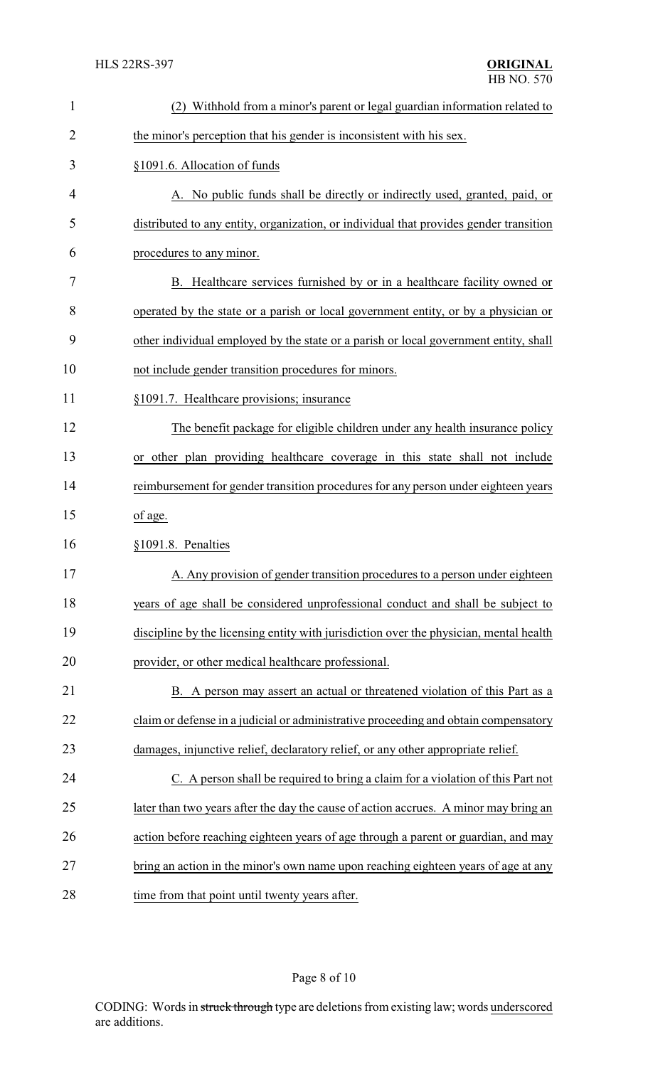(2) Withhold from a minor's parent or legal guardian information related to the minor's perception that his gender is inconsistent with his sex.

§1091.6. Allocation of funds

A. No public funds shall be directly or indirectly used, granted, paid, or distributed to any entity, organization, or individual that provides gender transition procedures to any minor.

B. Healthcare services furnished by or in a healthcare facility owned or operated by the state or a parish or local government entity, or by a physician or other individual employed by the state or a parish or local government entity, shall not include gender transition procedures for minors.

§1091.7. Healthcare provisions; insurance

The benefit package for eligible children under any health insurance policy or other plan providing healthcare coverage in this state shall not include reimbursement for gender transition procedures for any person under eighteen years of age.

§1091.8. Penalties

A. Any provision of gender transition procedures to a person under eighteen years of age shall be considered unprofessional conduct and shall be subject to discipline by the licensing entity with jurisdiction over the physician, mental health provider, or other medical healthcare professional.

B. A person may assert an actual or threatened violation of this Part as a claim or defense in a judicial or administrative proceeding and obtain compensatory damages, injunctive relief, declaratory relief, or any other appropriate relief.

C. A person shall be required to bring a claim for a violation of this Part not later than two years after the day the cause of action accrues. A minor may bring an action before reaching eighteen years of age through a parent or guardian, and may bring an action in the minor's own name upon reaching eighteen years of age at any time from that point until twenty years after.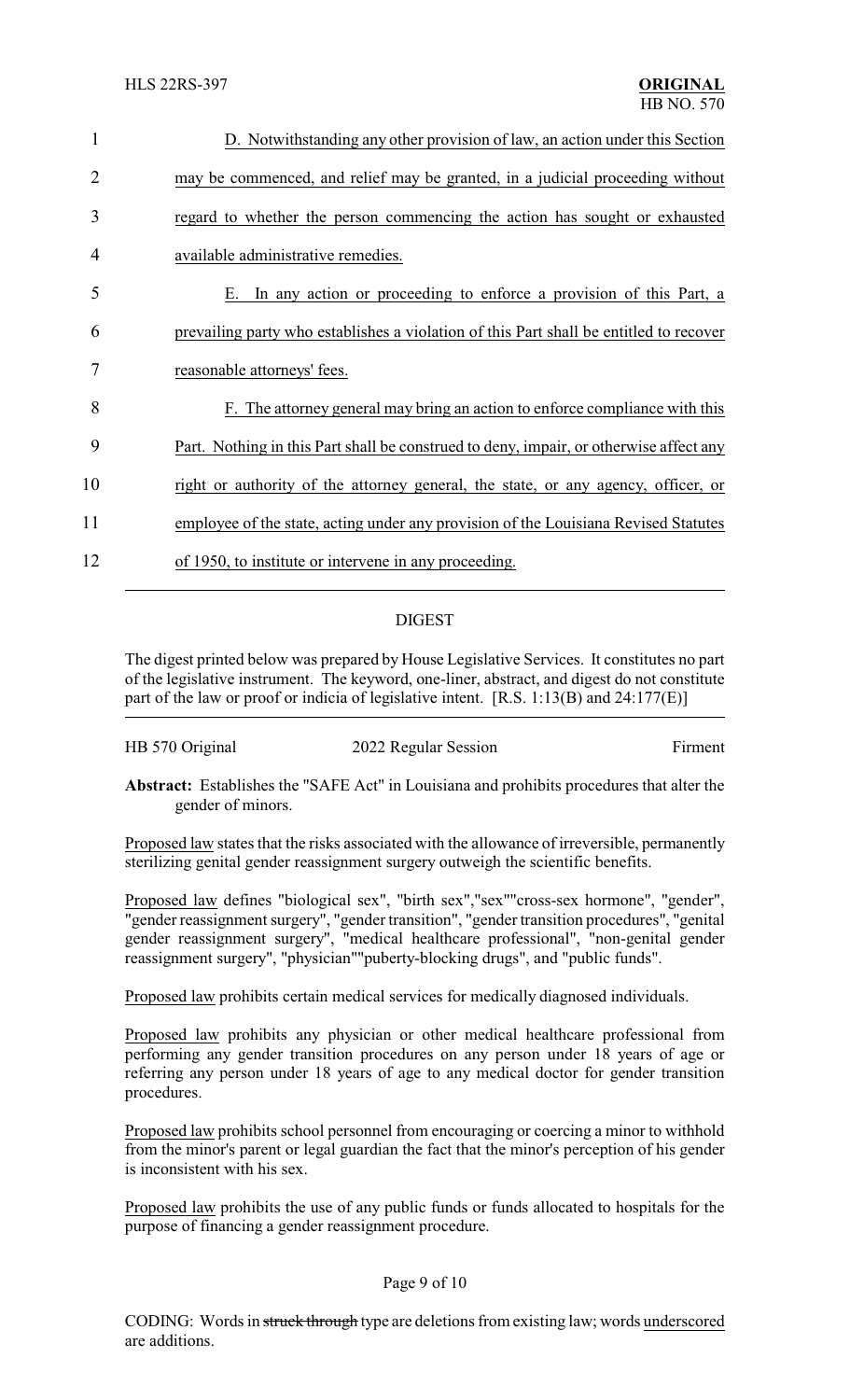D. Notwithstanding any other provision of law, an action under this Section may be commenced, and relief may be granted, in a judicial proceeding without regard to whether the person commencing the action has sought or exhausted available administrative remedies.

E. In any action or proceeding to enforce a provision of this Part, a prevailing party who establishes a violation of this Part shall be entitled to recover reasonable attorneys' fees.

F. The attorney general may bring an action to enforce compliance with this Part. Nothing in this Part shall be construed to deny, impair, or otherwise affect any right or authority of the attorney general, the state, or any agency, officer, or employee of the state, acting under any provision of the Louisiana Revised Statutes of 1950, to institute or intervene in any proceeding.

## DIGEST

The digest printed below was prepared by House Legislative Services. It constitutes no part of the legislative instrument. The keyword, one-liner, abstract, and digest do not constitute part of the law or proof or indicia of legislative intent. [R.S. 1:13(B) and 24:177(E)]

HB 570 Original | 2022 Regular Session | Firment

**Abstract:** Establishes the "SAFE Act" in Louisiana and prohibits procedures that alter the gender of minors.

Proposed law states that the risks associated with the allowance of irreversible, permanently sterilizing genital gender reassignment surgery outweigh the scientific benefits.

Proposed law defines "biological sex", "birth sex","sex""cross-sex hormone", "gender", "gender reassignment surgery", "gender transition", "gender transition procedures", "genital gender reassignment surgery", "medical healthcare professional", "non-genital gender reassignment surgery", "physician""puberty-blocking drugs", and "public funds".

Proposed law prohibits certain medical services for medically diagnosed individuals.

Proposed law prohibits any physician or other medical healthcare professional from performing any gender transition procedures on any person under 18 years of age or referring any person under 18 years of age to any medical doctor for gender transition procedures.

Proposed law prohibits school personnel from encouraging or coercing a minor to withhold from the minor's parent or legal guardian the fact that the minor's perception of his gender is inconsistent with his sex.

Proposed law prohibits the use of any public funds or funds allocated to hospitals for the purpose of financing a gender reassignment procedure.

CODING: Words in ~~struck through~~ type are deletions from existing law; words underscored are additions.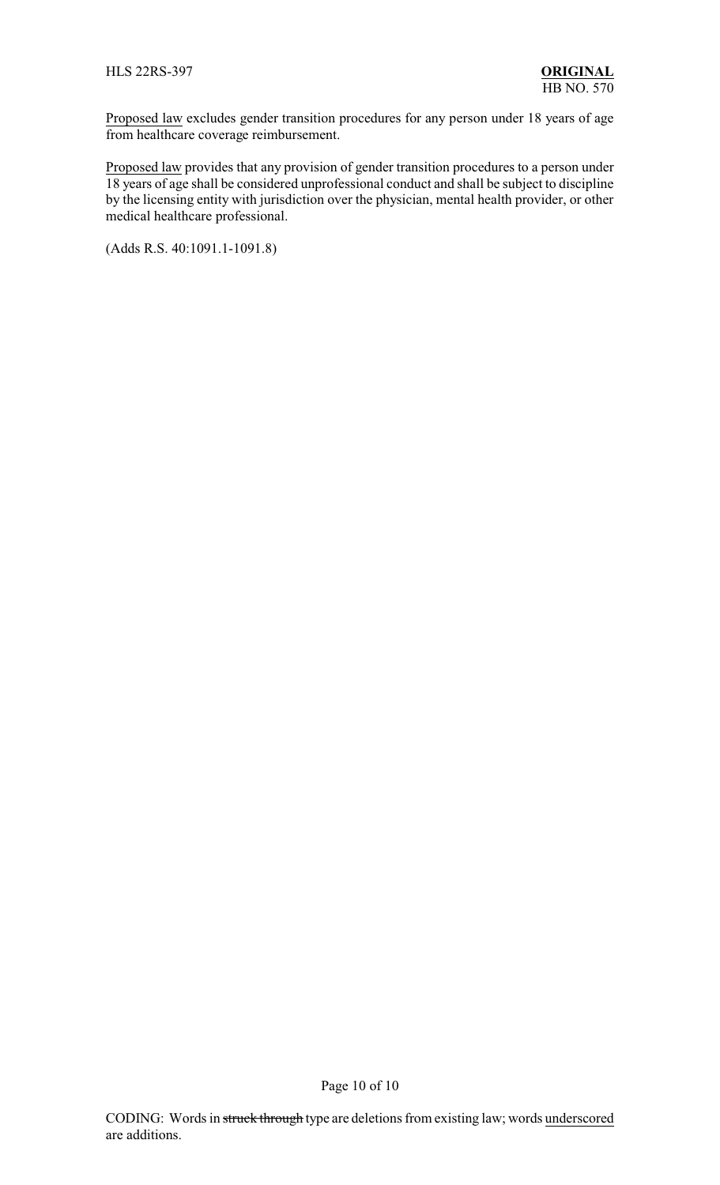Proposed law excludes gender transition procedures for any person under 18 years of age from healthcare coverage reimbursement.

Proposed law provides that any provision of gender transition procedures to a person under 18 years of age shall be considered unprofessional conduct and shall be subject to discipline by the licensing entity with jurisdiction over the physician, mental health provider, or other medical healthcare professional.

(Adds R.S. 40:1091.1-1091.8)